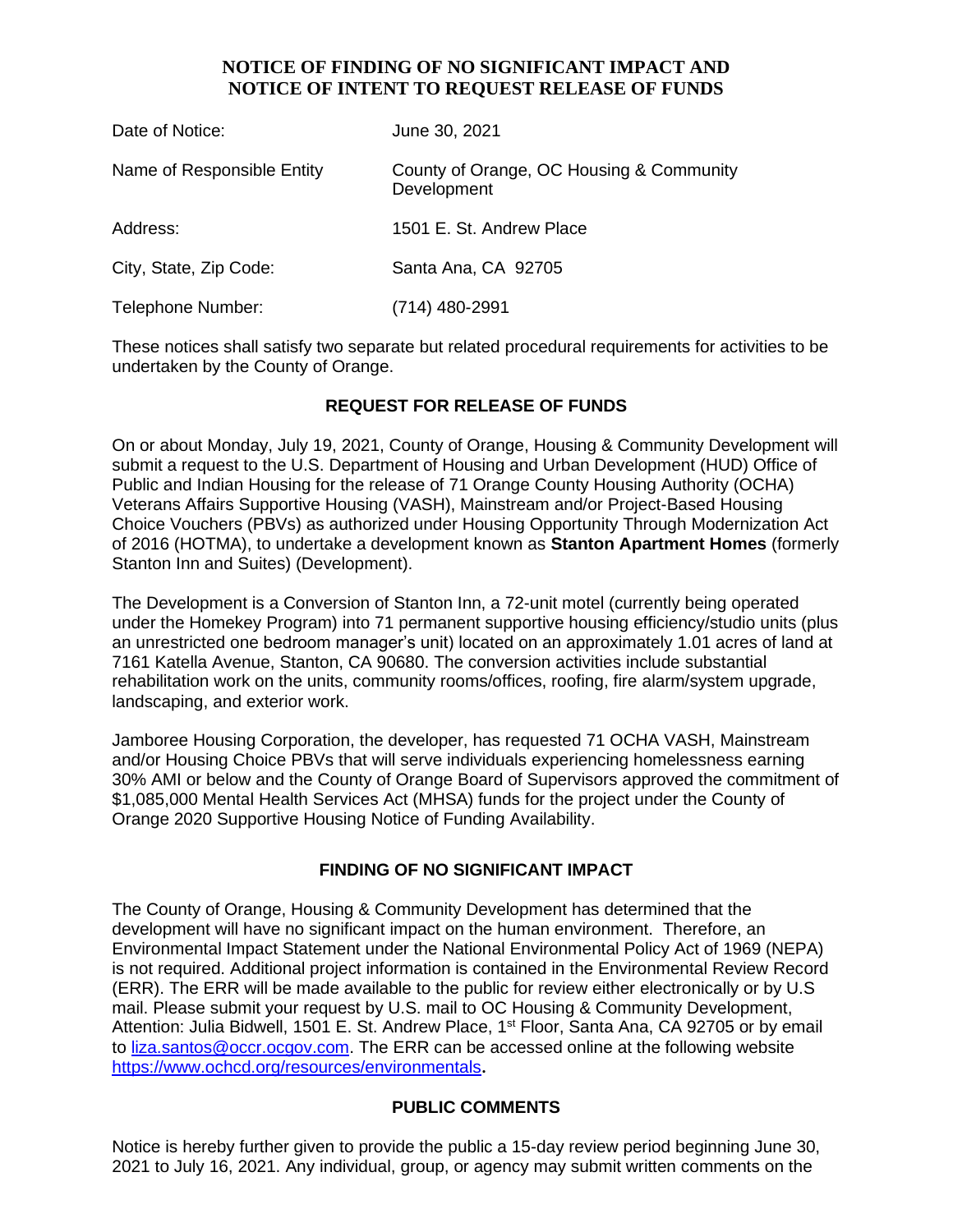# NOTICE OF FINDING OF NO SIGNIFICANT IMPACT AND NOTICE OF INTENT TO REQUEST RELEASE OF FUNDS

| | |
|---|---|
| Date of Notice: | June 30, 2021 |
| Name of Responsible Entity | County of Orange, OC Housing & Community Development |
| Address: | 1501 E. St. Andrew Place |
| City, State, Zip Code: | Santa Ana, CA 92705 |
| Telephone Number: | (714) 480-2991 |

These notices shall satisfy two separate but related procedural requirements for activities to be undertaken by the County of Orange.

## REQUEST FOR RELEASE OF FUNDS

On or about Monday, July 19, 2021, County of Orange, Housing & Community Development will submit a request to the U.S. Department of Housing and Urban Development (HUD) Office of Public and Indian Housing for the release of 71 Orange County Housing Authority (OCHA) Veterans Affairs Supportive Housing (VASH), Mainstream and/or Project-Based Housing Choice Vouchers (PBVs) as authorized under Housing Opportunity Through Modernization Act of 2016 (HOTMA), to undertake a development known as **Stanton Apartment Homes** (formerly Stanton Inn and Suites) (Development).

The Development is a Conversion of Stanton Inn, a 72-unit motel (currently being operated under the Homekey Program) into 71 permanent supportive housing efficiency/studio units (plus an unrestricted one bedroom manager's unit) located on an approximately 1.01 acres of land at 7161 Katella Avenue, Stanton, CA 90680. The conversion activities include substantial rehabilitation work on the units, community rooms/offices, roofing, fire alarm/system upgrade, landscaping, and exterior work.

Jamboree Housing Corporation, the developer, has requested 71 OCHA VASH, Mainstream and/or Housing Choice PBVs that will serve individuals experiencing homelessness earning 30% AMI or below and the County of Orange Board of Supervisors approved the commitment of $1,085,000 Mental Health Services Act (MHSA) funds for the project under the County of Orange 2020 Supportive Housing Notice of Funding Availability.

## FINDING OF NO SIGNIFICANT IMPACT

The County of Orange, Housing & Community Development has determined that the development will have no significant impact on the human environment. Therefore, an Environmental Impact Statement under the National Environmental Policy Act of 1969 (NEPA) is not required. Additional project information is contained in the Environmental Review Record (ERR). The ERR will be made available to the public for review either electronically or by U.S mail. Please submit your request by U.S. mail to OC Housing & Community Development, Attention: Julia Bidwell, 1501 E. St. Andrew Place, 1st Floor, Santa Ana, CA 92705 or by email to liza.santos@occr.ocgov.com. The ERR can be accessed online at the following website https://www.ochcd.org/resources/environmentals**.**

## PUBLIC COMMENTS

Notice is hereby further given to provide the public a 15-day review period beginning June 30, 2021 to July 16, 2021. Any individual, group, or agency may submit written comments on the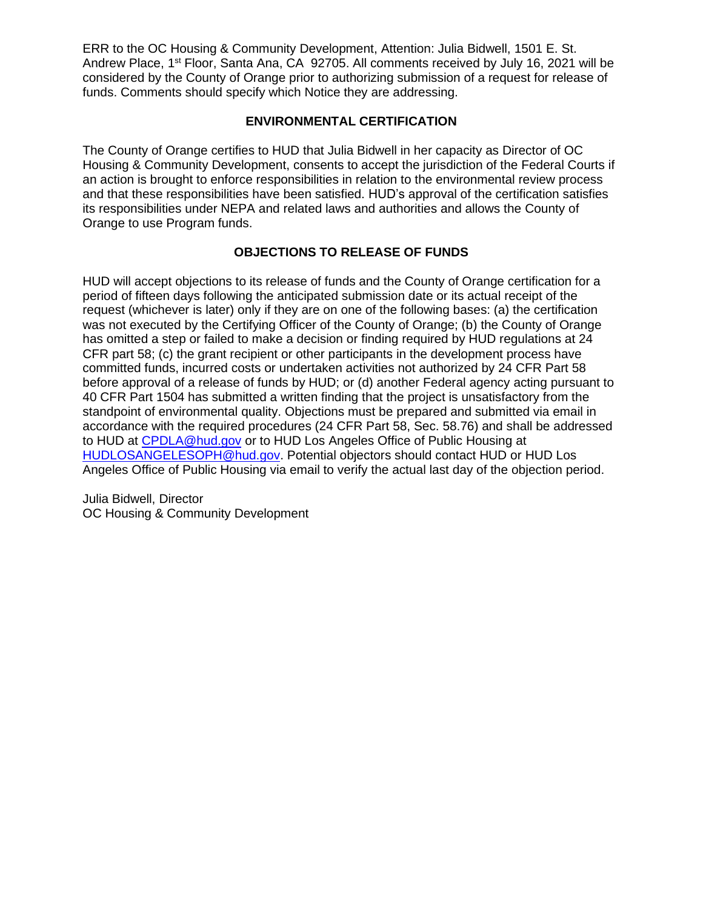ERR to the OC Housing & Community Development, Attention: Julia Bidwell, 1501 E. St. Andrew Place, 1st Floor, Santa Ana, CA 92705. All comments received by July 16, 2021 will be considered by the County of Orange prior to authorizing submission of a request for release of funds. Comments should specify which Notice they are addressing.

## ENVIRONMENTAL CERTIFICATION

The County of Orange certifies to HUD that Julia Bidwell in her capacity as Director of OC Housing & Community Development, consents to accept the jurisdiction of the Federal Courts if an action is brought to enforce responsibilities in relation to the environmental review process and that these responsibilities have been satisfied. HUD's approval of the certification satisfies its responsibilities under NEPA and related laws and authorities and allows the County of Orange to use Program funds.

## OBJECTIONS TO RELEASE OF FUNDS

HUD will accept objections to its release of funds and the County of Orange certification for a period of fifteen days following the anticipated submission date or its actual receipt of the request (whichever is later) only if they are on one of the following bases: (a) the certification was not executed by the Certifying Officer of the County of Orange; (b) the County of Orange has omitted a step or failed to make a decision or finding required by HUD regulations at 24 CFR part 58; (c) the grant recipient or other participants in the development process have committed funds, incurred costs or undertaken activities not authorized by 24 CFR Part 58 before approval of a release of funds by HUD; or (d) another Federal agency acting pursuant to 40 CFR Part 1504 has submitted a written finding that the project is unsatisfactory from the standpoint of environmental quality. Objections must be prepared and submitted via email in accordance with the required procedures (24 CFR Part 58, Sec. 58.76) and shall be addressed to HUD at CPDLA@hud.gov or to HUD Los Angeles Office of Public Housing at HUDLOSANGELESOPH@hud.gov. Potential objectors should contact HUD or HUD Los Angeles Office of Public Housing via email to verify the actual last day of the objection period.

Julia Bidwell, Director
OC Housing & Community Development